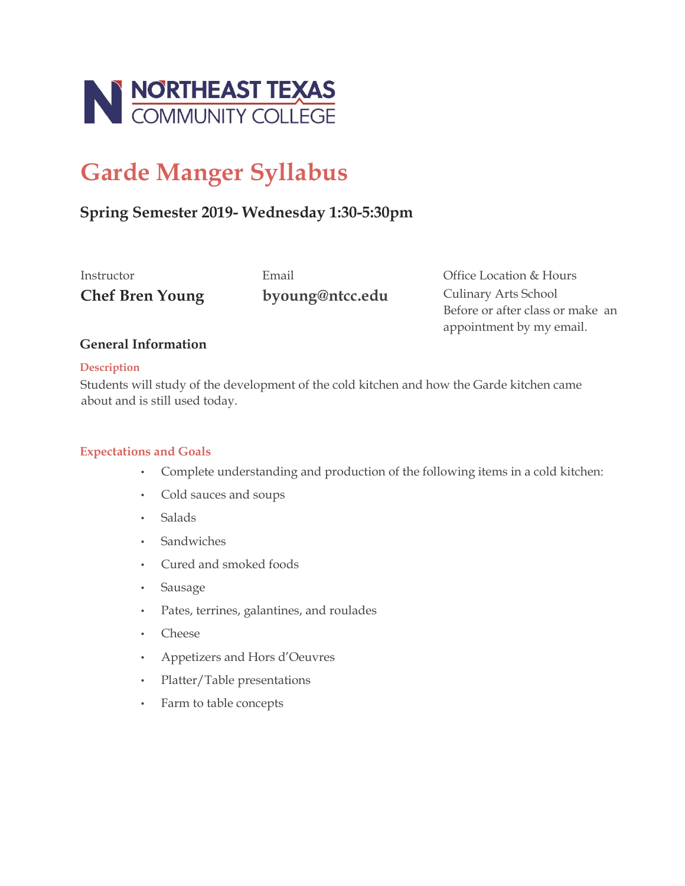NORTHEAST TEXAS COMMUNITY COLLEGE

# Garde Manger Syllabus

## Spring Semester 2019- Wednesday 1:30-5:30pm

Instructor
**Chef Bren Young**

Email
**byoung@ntcc.edu**

Office Location & Hours
Culinary Arts School
Before or after class or make an appointment by my email.

### General Information

#### Description

Students will study of the development of the cold kitchen and how the Garde kitchen came about and is still used today.

#### Expectations and Goals

- Complete understanding and production of the following items in a cold kitchen:
- Cold sauces and soups
- Salads
- Sandwiches
- Cured and smoked foods
- Sausage
- Pates, terrines, galantines, and roulades
- Cheese
- Appetizers and Hors d'Oeuvres
- Platter/Table presentations
- Farm to table concepts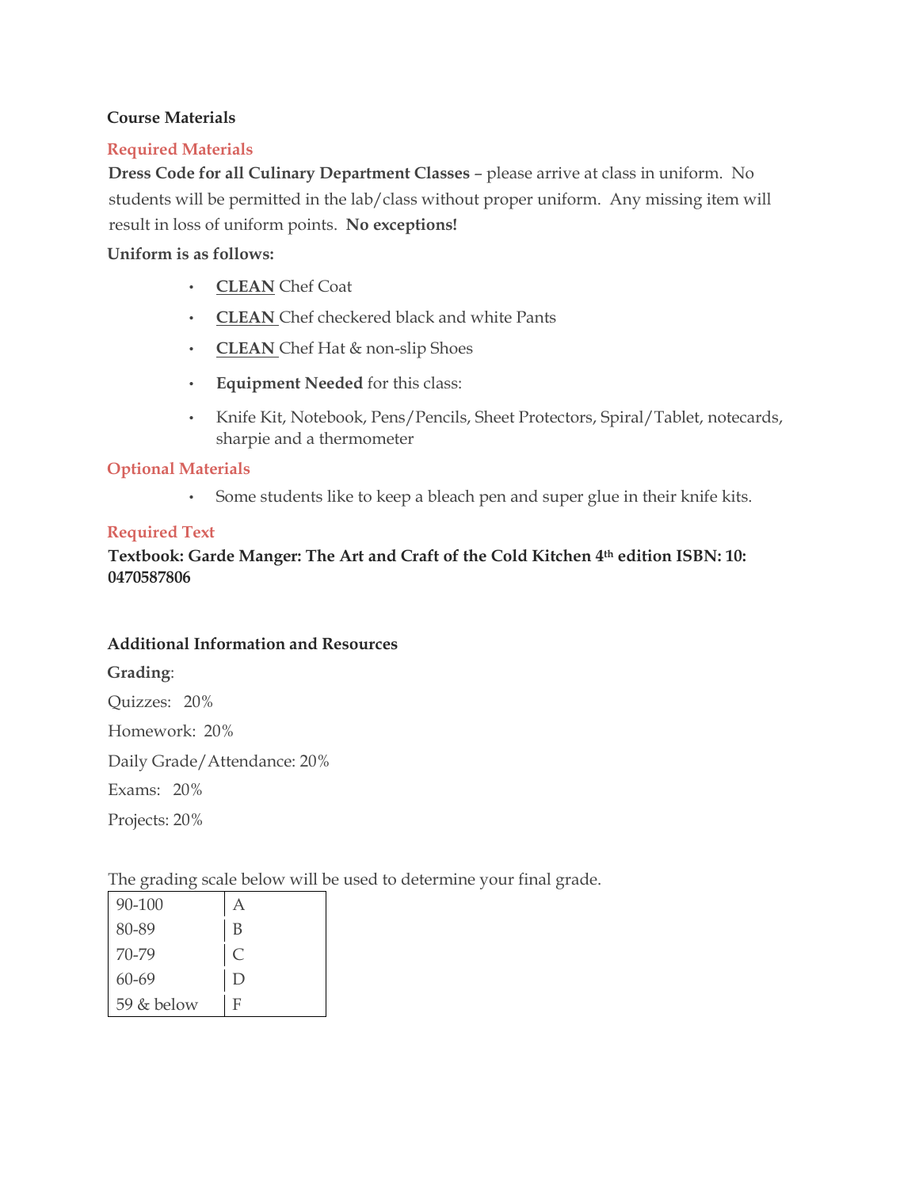**Course Materials**

**Required Materials**

**Dress Code for all Culinary Department Classes** – please arrive at class in uniform. No students will be permitted in the lab/class without proper uniform. Any missing item will result in loss of uniform points. **No exceptions!**

**Uniform is as follows:**

- **CLEAN** Chef Coat
- **CLEAN** Chef checkered black and white Pants
- **CLEAN** Chef Hat & non-slip Shoes
- **Equipment Needed** for this class:
- Knife Kit, Notebook, Pens/Pencils, Sheet Protectors, Spiral/Tablet, notecards, sharpie and a thermometer

**Optional Materials**

- Some students like to keep a bleach pen and super glue in their knife kits.

**Required Text**

**Textbook: Garde Manger: The Art and Craft of the Cold Kitchen 4th edition ISBN: 10: 0470587806**

**Additional Information and Resources**

**Grading**:

Quizzes: 20%

Homework: 20%

Daily Grade/Attendance: 20%

Exams: 20%

Projects: 20%

The grading scale below will be used to determine your final grade.

| | |
|---|---|
| 90-100 | A |
| 80-89 | B |
| 70-79 | C |
| 60-69 | D |
| 59 & below | F |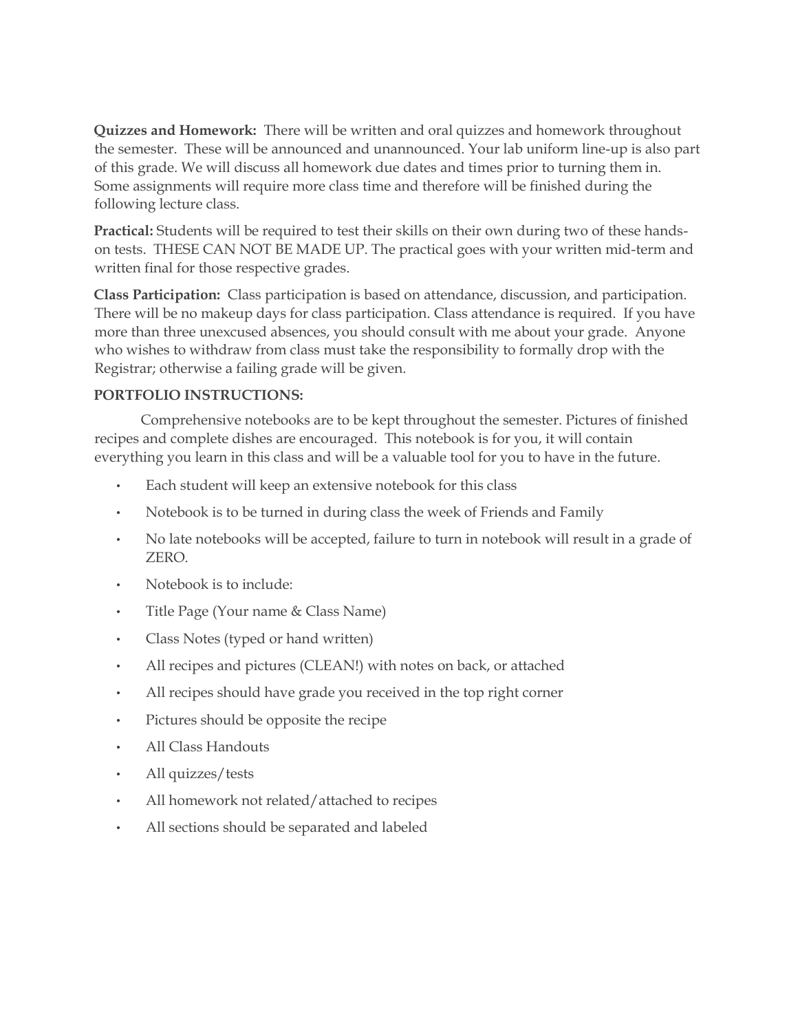**Quizzes and Homework:** There will be written and oral quizzes and homework throughout the semester. These will be announced and unannounced. Your lab uniform line-up is also part of this grade. We will discuss all homework due dates and times prior to turning them in. Some assignments will require more class time and therefore will be finished during the following lecture class.

**Practical:** Students will be required to test their skills on their own during two of these hands-on tests. THESE CAN NOT BE MADE UP. The practical goes with your written mid-term and written final for those respective grades.

**Class Participation:** Class participation is based on attendance, discussion, and participation. There will be no makeup days for class participation. Class attendance is required. If you have more than three unexcused absences, you should consult with me about your grade. Anyone who wishes to withdraw from class must take the responsibility to formally drop with the Registrar; otherwise a failing grade will be given.

**PORTFOLIO INSTRUCTIONS:**

Comprehensive notebooks are to be kept throughout the semester. Pictures of finished recipes and complete dishes are encouraged. This notebook is for you, it will contain everything you learn in this class and will be a valuable tool for you to have in the future.

- Each student will keep an extensive notebook for this class
- Notebook is to be turned in during class the week of Friends and Family
- No late notebooks will be accepted, failure to turn in notebook will result in a grade of ZERO.
- Notebook is to include:
- Title Page (Your name & Class Name)
- Class Notes (typed or hand written)
- All recipes and pictures (CLEAN!) with notes on back, or attached
- All recipes should have grade you received in the top right corner
- Pictures should be opposite the recipe
- All Class Handouts
- All quizzes/tests
- All homework not related/attached to recipes
- All sections should be separated and labeled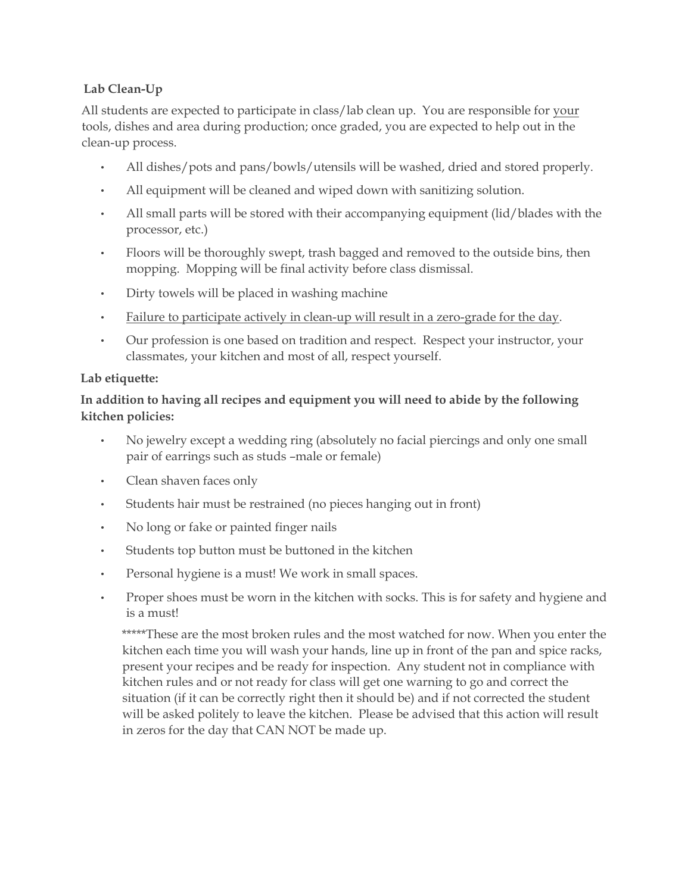**Lab Clean-Up**

All students are expected to participate in class/lab clean up. You are responsible for <u>your</u> tools, dishes and area during production; once graded, you are expected to help out in the clean-up process.

- All dishes/pots and pans/bowls/utensils will be washed, dried and stored properly.
- All equipment will be cleaned and wiped down with sanitizing solution.
- All small parts will be stored with their accompanying equipment (lid/blades with the processor, etc.)
- Floors will be thoroughly swept, trash bagged and removed to the outside bins, then mopping. Mopping will be final activity before class dismissal.
- Dirty towels will be placed in washing machine
- <u>Failure to participate actively in clean-up will result in a zero-grade for the day</u>.
- Our profession is one based on tradition and respect. Respect your instructor, your classmates, your kitchen and most of all, respect yourself.

**Lab etiquette:**

**In addition to having all recipes and equipment you will need to abide by the following kitchen policies:**

- No jewelry except a wedding ring (absolutely no facial piercings and only one small pair of earrings such as studs –male or female)
- Clean shaven faces only
- Students hair must be restrained (no pieces hanging out in front)
- No long or fake or painted finger nails
- Students top button must be buttoned in the kitchen
- Personal hygiene is a must! We work in small spaces.
- Proper shoes must be worn in the kitchen with socks. This is for safety and hygiene and is a must!

  *****These are the most broken rules and the most watched for now. When you enter the kitchen each time you will wash your hands, line up in front of the pan and spice racks, present your recipes and be ready for inspection. Any student not in compliance with kitchen rules and or not ready for class will get one warning to go and correct the situation (if it can be correctly right then it should be) and if not corrected the student will be asked politely to leave the kitchen. Please be advised that this action will result in zeros for the day that CAN NOT be made up.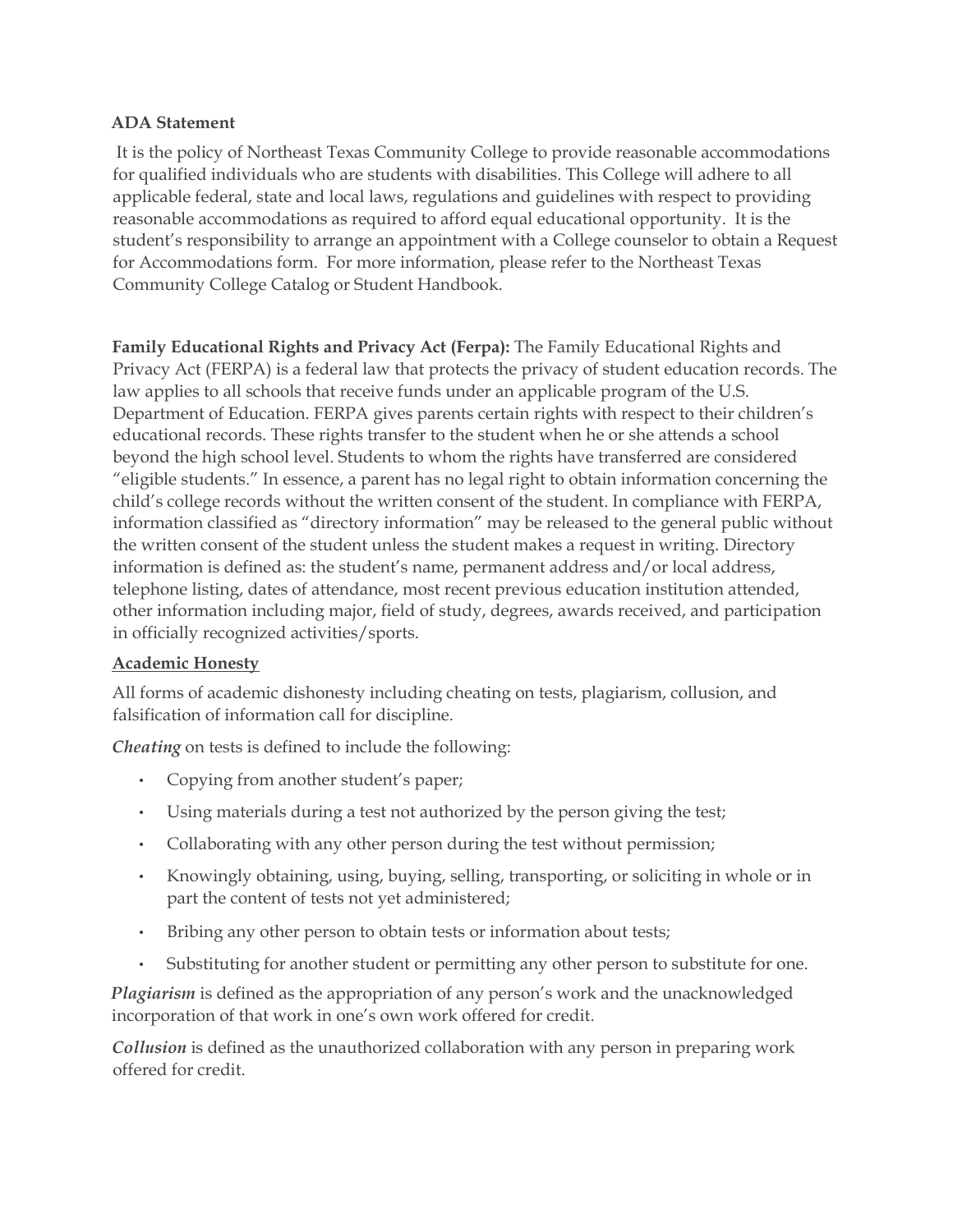**ADA Statement**

It is the policy of Northeast Texas Community College to provide reasonable accommodations for qualified individuals who are students with disabilities. This College will adhere to all applicable federal, state and local laws, regulations and guidelines with respect to providing reasonable accommodations as required to afford equal educational opportunity. It is the student's responsibility to arrange an appointment with a College counselor to obtain a Request for Accommodations form. For more information, please refer to the Northeast Texas Community College Catalog or Student Handbook.

**Family Educational Rights and Privacy Act (Ferpa):** The Family Educational Rights and Privacy Act (FERPA) is a federal law that protects the privacy of student education records. The law applies to all schools that receive funds under an applicable program of the U.S. Department of Education. FERPA gives parents certain rights with respect to their children's educational records. These rights transfer to the student when he or she attends a school beyond the high school level. Students to whom the rights have transferred are considered "eligible students." In essence, a parent has no legal right to obtain information concerning the child's college records without the written consent of the student. In compliance with FERPA, information classified as "directory information" may be released to the general public without the written consent of the student unless the student makes a request in writing. Directory information is defined as: the student's name, permanent address and/or local address, telephone listing, dates of attendance, most recent previous education institution attended, other information including major, field of study, degrees, awards received, and participation in officially recognized activities/sports.

**Academic Honesty**

All forms of academic dishonesty including cheating on tests, plagiarism, collusion, and falsification of information call for discipline.

***Cheating*** on tests is defined to include the following:

- Copying from another student's paper;
- Using materials during a test not authorized by the person giving the test;
- Collaborating with any other person during the test without permission;
- Knowingly obtaining, using, buying, selling, transporting, or soliciting in whole or in part the content of tests not yet administered;
- Bribing any other person to obtain tests or information about tests;
- Substituting for another student or permitting any other person to substitute for one.

***Plagiarism*** is defined as the appropriation of any person's work and the unacknowledged incorporation of that work in one's own work offered for credit.

***Collusion*** is defined as the unauthorized collaboration with any person in preparing work offered for credit.